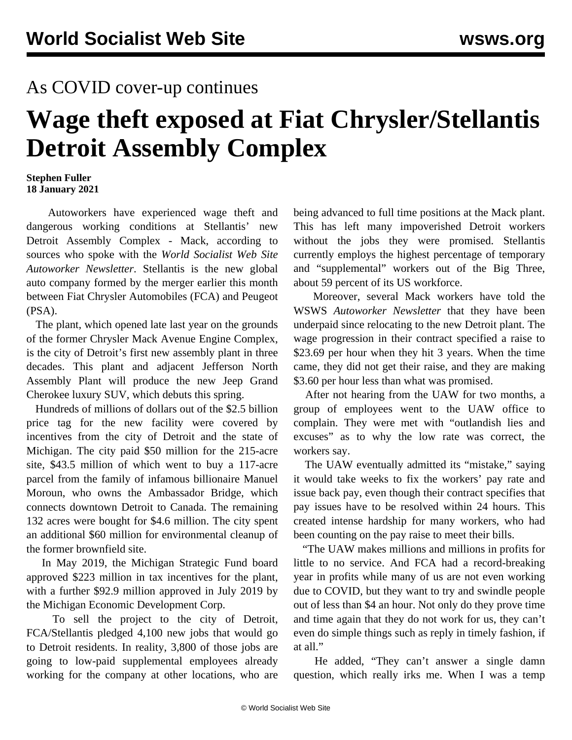As COVID cover-up continues

# Wage theft exposed at Fiat Chrysler/Stellantis Detroit Assembly Complex

**Stephen Fuller**
**18 January 2021**

Autoworkers have experienced wage theft and dangerous working conditions at Stellantis' new Detroit Assembly Complex - Mack, according to sources who spoke with the *World Socialist Web Site Autoworker Newsletter*. Stellantis is the new global auto company formed by the merger earlier this month between Fiat Chrysler Automobiles (FCA) and Peugeot (PSA).

The plant, which opened late last year on the grounds of the former Chrysler Mack Avenue Engine Complex, is the city of Detroit's first new assembly plant in three decades. This plant and adjacent Jefferson North Assembly Plant will produce the new Jeep Grand Cherokee luxury SUV, which debuts this spring.

Hundreds of millions of dollars out of the $2.5 billion price tag for the new facility were covered by incentives from the city of Detroit and the state of Michigan. The city paid $50 million for the 215-acre site, $43.5 million of which went to buy a 117-acre parcel from the family of infamous billionaire Manuel Moroun, who owns the Ambassador Bridge, which connects downtown Detroit to Canada. The remaining 132 acres were bought for $4.6 million. The city spent an additional $60 million for environmental cleanup of the former brownfield site.

In May 2019, the Michigan Strategic Fund board approved $223 million in tax incentives for the plant, with a further $92.9 million approved in July 2019 by the Michigan Economic Development Corp.

To sell the project to the city of Detroit, FCA/Stellantis pledged 4,100 new jobs that would go to Detroit residents. In reality, 3,800 of those jobs are going to low-paid supplemental employees already working for the company at other locations, who are being advanced to full time positions at the Mack plant. This has left many impoverished Detroit workers without the jobs they were promised. Stellantis currently employs the highest percentage of temporary and "supplemental" workers out of the Big Three, about 59 percent of its US workforce.

Moreover, several Mack workers have told the WSWS *Autoworker Newsletter* that they have been underpaid since relocating to the new Detroit plant. The wage progression in their contract specified a raise to $23.69 per hour when they hit 3 years. When the time came, they did not get their raise, and they are making $3.60 per hour less than what was promised.

After not hearing from the UAW for two months, a group of employees went to the UAW office to complain. They were met with "outlandish lies and excuses" as to why the low rate was correct, the workers say.

The UAW eventually admitted its "mistake," saying it would take weeks to fix the workers' pay rate and issue back pay, even though their contract specifies that pay issues have to be resolved within 24 hours. This created intense hardship for many workers, who had been counting on the pay raise to meet their bills.

"The UAW makes millions and millions in profits for little to no service. And FCA had a record-breaking year in profits while many of us are not even working due to COVID, but they want to try and swindle people out of less than $4 an hour. Not only do they prove time and time again that they do not work for us, they can't even do simple things such as reply in timely fashion, if at all."

He added, "They can't answer a single damn question, which really irks me. When I was a temp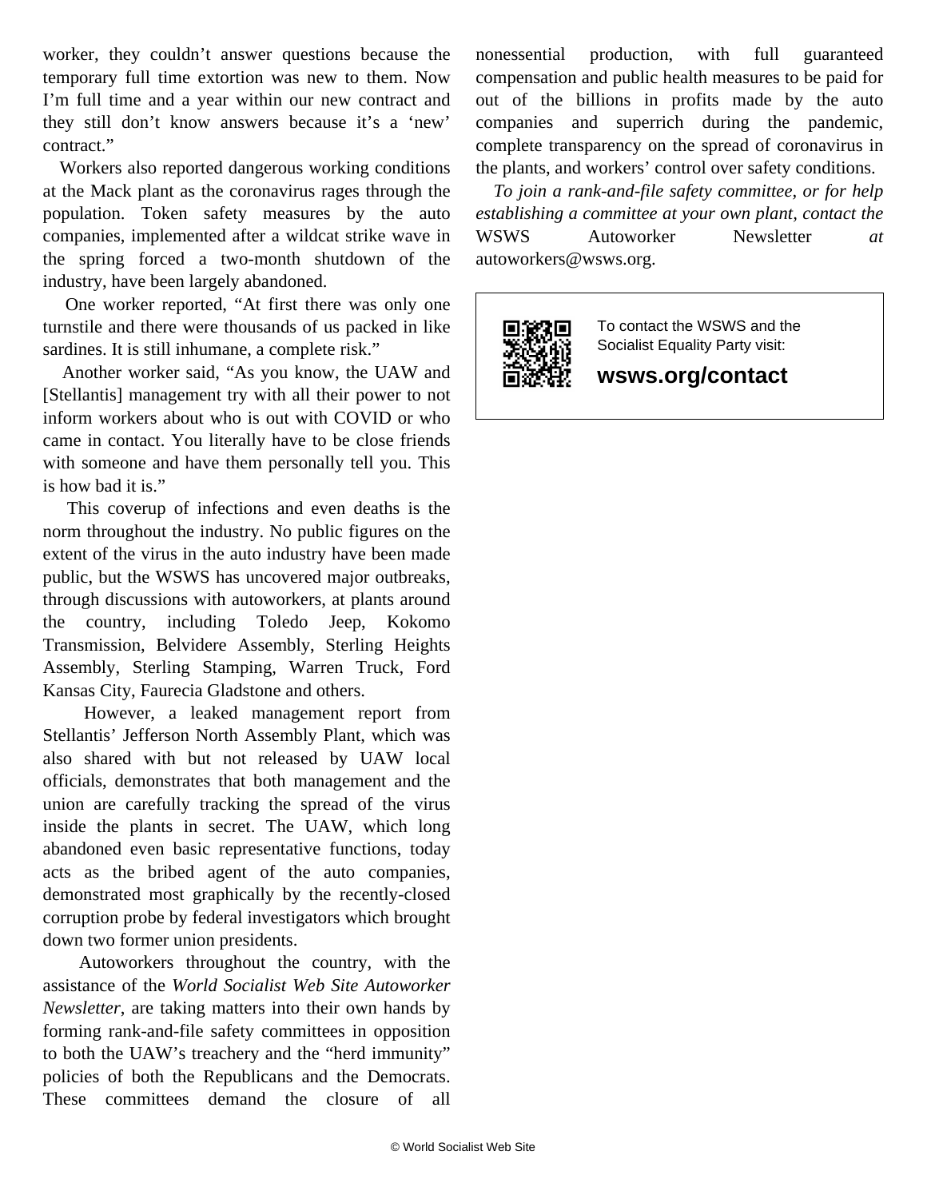worker, they couldn't answer questions because the temporary full time extortion was new to them. Now I'm full time and a year within our new contract and they still don't know answers because it's a 'new' contract."

Workers also reported dangerous working conditions at the Mack plant as the coronavirus rages through the population. Token safety measures by the auto companies, implemented after a wildcat strike wave in the spring forced a two-month shutdown of the industry, have been largely abandoned.

One worker reported, "At first there was only one turnstile and there were thousands of us packed in like sardines. It is still inhumane, a complete risk."

Another worker said, "As you know, the UAW and [Stellantis] management try with all their power to not inform workers about who is out with COVID or who came in contact. You literally have to be close friends with someone and have them personally tell you. This is how bad it is."

This coverup of infections and even deaths is the norm throughout the industry. No public figures on the extent of the virus in the auto industry have been made public, but the WSWS has uncovered major outbreaks, through discussions with autoworkers, at plants around the country, including Toledo Jeep, Kokomo Transmission, Belvidere Assembly, Sterling Heights Assembly, Sterling Stamping, Warren Truck, Ford Kansas City, Faurecia Gladstone and others.

However, a leaked management report from Stellantis' Jefferson North Assembly Plant, which was also shared with but not released by UAW local officials, demonstrates that both management and the union are carefully tracking the spread of the virus inside the plants in secret. The UAW, which long abandoned even basic representative functions, today acts as the bribed agent of the auto companies, demonstrated most graphically by the recently-closed corruption probe by federal investigators which brought down two former union presidents.

Autoworkers throughout the country, with the assistance of the *World Socialist Web Site Autoworker Newsletter*, are taking matters into their own hands by forming rank-and-file safety committees in opposition to both the UAW's treachery and the "herd immunity" policies of both the Republicans and the Democrats. These committees demand the closure of all nonessential production, with full guaranteed compensation and public health measures to be paid for out of the billions in profits made by the auto companies and superrich during the pandemic, complete transparency on the spread of coronavirus in the plants, and workers' control over safety conditions.

*To join a rank-and-file safety committee, or for help establishing a committee at your own plant, contact the* WSWS Autoworker Newsletter *at* autoworkers@wsws.org.

To contact the WSWS and the Socialist Equality Party visit:

**wsws.org/contact**